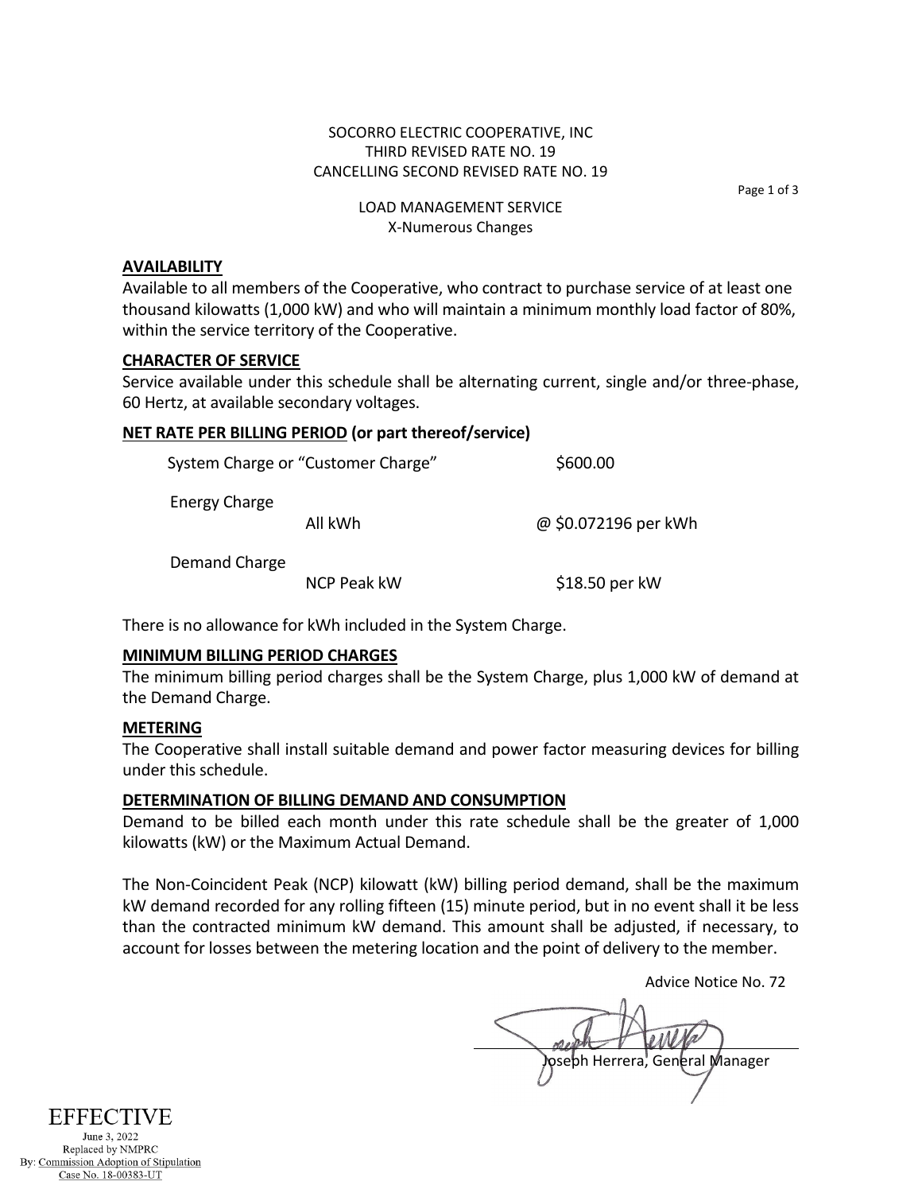SOCORRO ELECTRIC COOPERATIVE, INC
THIRD REVISED RATE NO. 19
CANCELLING SECOND REVISED RATE NO. 19

LOAD MANAGEMENT SERVICE
X-Numerous Changes

## AVAILABILITY

Available to all members of the Cooperative, who contract to purchase service of at least one thousand kilowatts (1,000 kW) and who will maintain a minimum monthly load factor of 80%, within the service territory of the Cooperative.

## CHARACTER OF SERVICE

Service available under this schedule shall be alternating current, single and/or three-phase, 60 Hertz, at available secondary voltages.

## NET RATE PER BILLING PERIOD (or part thereof/service)

| | | |
|---|---|---|
| System Charge or "Customer Charge" | | $600.00 |
| Energy Charge | | |
| | All kWh | @ $0.072196 per kWh |
| Demand Charge | | |
| | NCP Peak kW | $18.50 per kW |

There is no allowance for kWh included in the System Charge.

## MINIMUM BILLING PERIOD CHARGES

The minimum billing period charges shall be the System Charge, plus 1,000 kW of demand at the Demand Charge.

## METERING

The Cooperative shall install suitable demand and power factor measuring devices for billing under this schedule.

## DETERMINATION OF BILLING DEMAND AND CONSUMPTION

Demand to be billed each month under this rate schedule shall be the greater of 1,000 kilowatts (kW) or the Maximum Actual Demand.

The Non-Coincident Peak (NCP) kilowatt (kW) billing period demand, shall be the maximum kW demand recorded for any rolling fifteen (15) minute period, but in no event shall it be less than the contracted minimum kW demand. This amount shall be adjusted, if necessary, to account for losses between the metering location and the point of delivery to the member.

Advice Notice No. 72

Joseph Herrera, General Manager

EFFECTIVE
June 3, 2022
Replaced by NMPRC
By: Commission Adoption of Stipulation
Case No. 18-00383-UT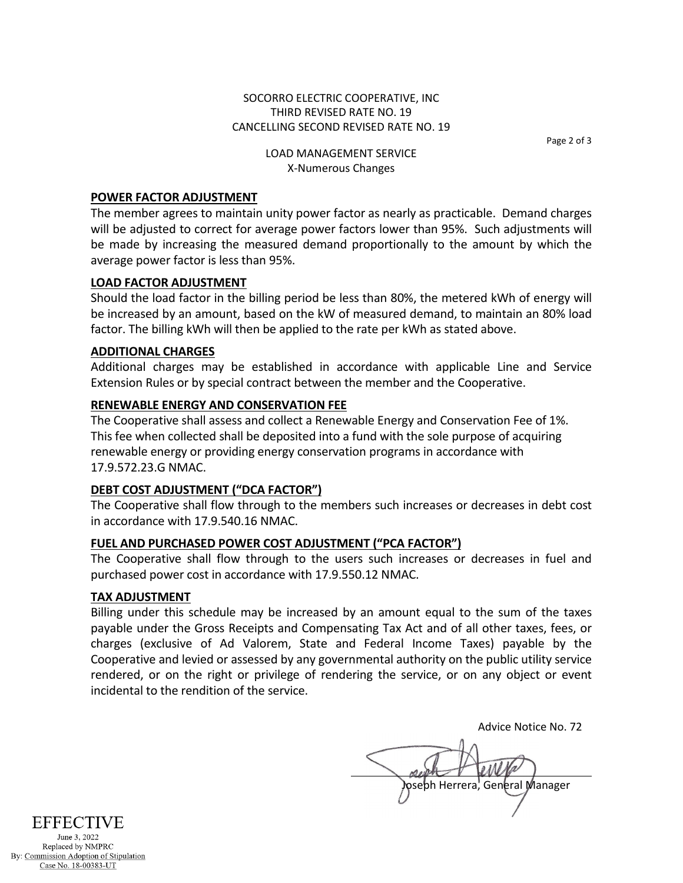SOCORRO ELECTRIC COOPERATIVE, INC
THIRD REVISED RATE NO. 19
CANCELLING SECOND REVISED RATE NO. 19

LOAD MANAGEMENT SERVICE
X-Numerous Changes

## POWER FACTOR ADJUSTMENT

The member agrees to maintain unity power factor as nearly as practicable. Demand charges will be adjusted to correct for average power factors lower than 95%. Such adjustments will be made by increasing the measured demand proportionally to the amount by which the average power factor is less than 95%.

## LOAD FACTOR ADJUSTMENT

Should the load factor in the billing period be less than 80%, the metered kWh of energy will be increased by an amount, based on the kW of measured demand, to maintain an 80% load factor. The billing kWh will then be applied to the rate per kWh as stated above.

## ADDITIONAL CHARGES

Additional charges may be established in accordance with applicable Line and Service Extension Rules or by special contract between the member and the Cooperative.

## RENEWABLE ENERGY AND CONSERVATION FEE

The Cooperative shall assess and collect a Renewable Energy and Conservation Fee of 1%. This fee when collected shall be deposited into a fund with the sole purpose of acquiring renewable energy or providing energy conservation programs in accordance with 17.9.572.23.G NMAC.

## DEBT COST ADJUSTMENT ("DCA FACTOR")

The Cooperative shall flow through to the members such increases or decreases in debt cost in accordance with 17.9.540.16 NMAC.

## FUEL AND PURCHASED POWER COST ADJUSTMENT ("PCA FACTOR")

The Cooperative shall flow through to the users such increases or decreases in fuel and purchased power cost in accordance with 17.9.550.12 NMAC.

## TAX ADJUSTMENT

Billing under this schedule may be increased by an amount equal to the sum of the taxes payable under the Gross Receipts and Compensating Tax Act and of all other taxes, fees, or charges (exclusive of Ad Valorem, State and Federal Income Taxes) payable by the Cooperative and levied or assessed by any governmental authority on the public utility service rendered, or on the right or privilege of rendering the service, or on any object or event incidental to the rendition of the service.

Advice Notice No. 72

Joseph Herrera, General Manager

EFFECTIVE
June 3, 2022
Replaced by NMPRC
By: Commission Adoption of Stipulation
Case No. 18-00383-UT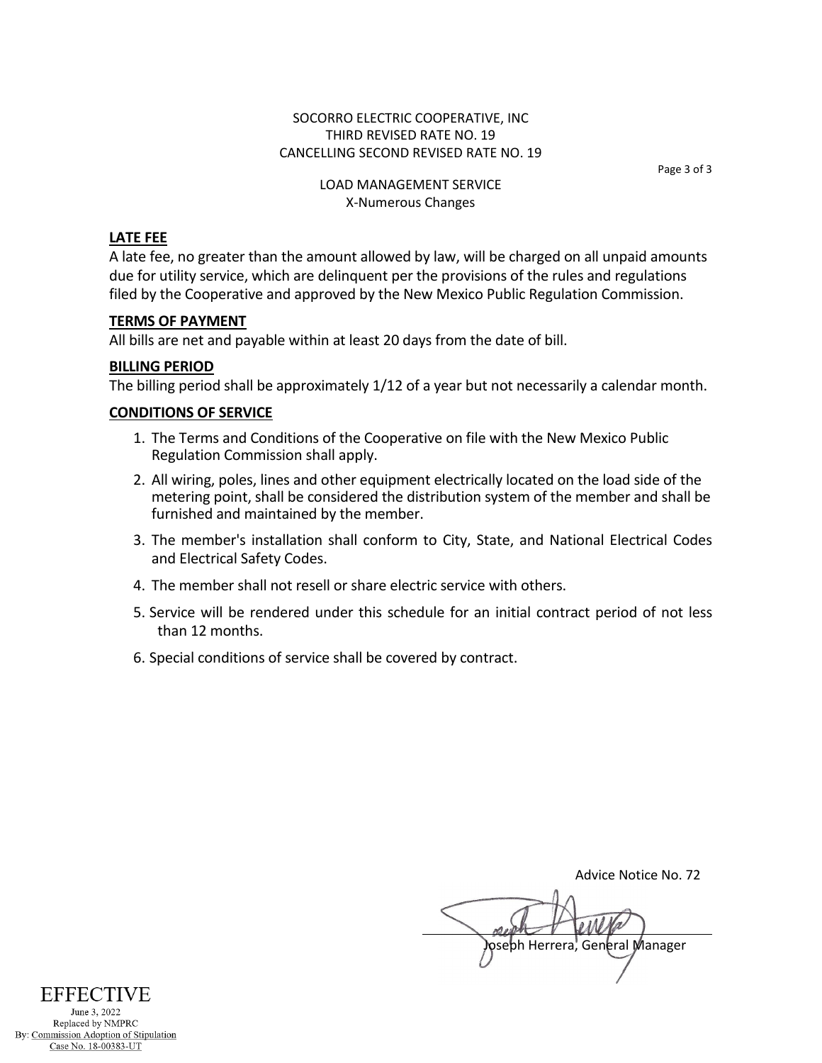SOCORRO ELECTRIC COOPERATIVE, INC
THIRD REVISED RATE NO. 19
CANCELLING SECOND REVISED RATE NO. 19

LOAD MANAGEMENT SERVICE
X-Numerous Changes

## LATE FEE

A late fee, no greater than the amount allowed by law, will be charged on all unpaid amounts due for utility service, which are delinquent per the provisions of the rules and regulations filed by the Cooperative and approved by the New Mexico Public Regulation Commission.

## TERMS OF PAYMENT

All bills are net and payable within at least 20 days from the date of bill.

## BILLING PERIOD

The billing period shall be approximately 1/12 of a year but not necessarily a calendar month.

## CONDITIONS OF SERVICE

1. The Terms and Conditions of the Cooperative on file with the New Mexico Public Regulation Commission shall apply.
2. All wiring, poles, lines and other equipment electrically located on the load side of the metering point, shall be considered the distribution system of the member and shall be furnished and maintained by the member.
3. The member's installation shall conform to City, State, and National Electrical Codes and Electrical Safety Codes.
4. The member shall not resell or share electric service with others.
5. Service will be rendered under this schedule for an initial contract period of not less than 12 months.
6. Special conditions of service shall be covered by contract.

Advice Notice No. 72

Joseph Herrera, General Manager

EFFECTIVE
June 3, 2022
Replaced by NMPRC
By: Commission Adoption of Stipulation
Case No. 18-00383-UT